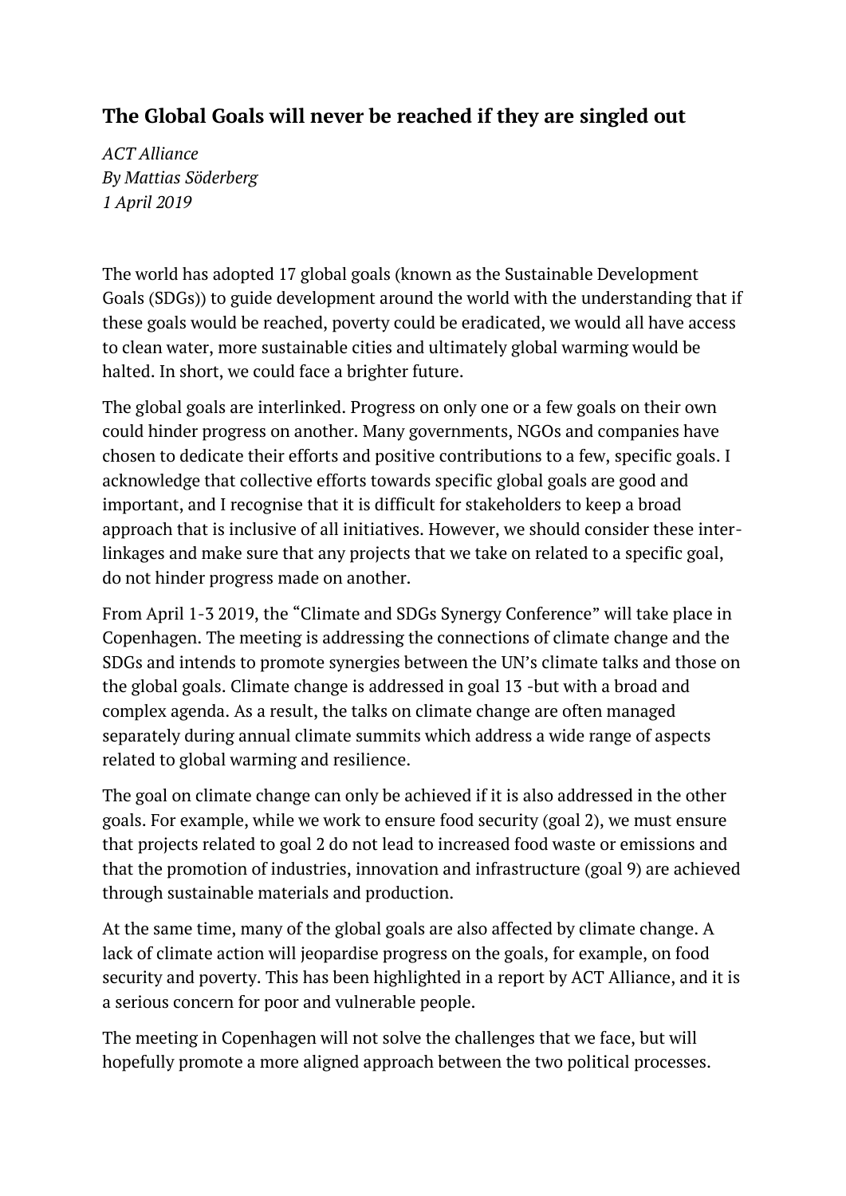## The Global Goals will never be reached if they are singled out

*ACT Alliance*
*By Mattias Söderberg*
*1 April 2019*

The world has adopted 17 global goals (known as the Sustainable Development Goals (SDGs)) to guide development around the world with the understanding that if these goals would be reached, poverty could be eradicated, we would all have access to clean water, more sustainable cities and ultimately global warming would be halted. In short, we could face a brighter future.

The global goals are interlinked. Progress on only one or a few goals on their own could hinder progress on another. Many governments, NGOs and companies have chosen to dedicate their efforts and positive contributions to a few, specific goals. I acknowledge that collective efforts towards specific global goals are good and important, and I recognise that it is difficult for stakeholders to keep a broad approach that is inclusive of all initiatives. However, we should consider these inter-linkages and make sure that any projects that we take on related to a specific goal, do not hinder progress made on another.

From April 1-3 2019, the "Climate and SDGs Synergy Conference" will take place in Copenhagen. The meeting is addressing the connections of climate change and the SDGs and intends to promote synergies between the UN's climate talks and those on the global goals. Climate change is addressed in goal 13 -but with a broad and complex agenda. As a result, the talks on climate change are often managed separately during annual climate summits which address a wide range of aspects related to global warming and resilience.

The goal on climate change can only be achieved if it is also addressed in the other goals. For example, while we work to ensure food security (goal 2), we must ensure that projects related to goal 2 do not lead to increased food waste or emissions and that the promotion of industries, innovation and infrastructure (goal 9) are achieved through sustainable materials and production.

At the same time, many of the global goals are also affected by climate change. A lack of climate action will jeopardise progress on the goals, for example, on food security and poverty. This has been highlighted in a report by ACT Alliance, and it is a serious concern for poor and vulnerable people.

The meeting in Copenhagen will not solve the challenges that we face, but will hopefully promote a more aligned approach between the two political processes.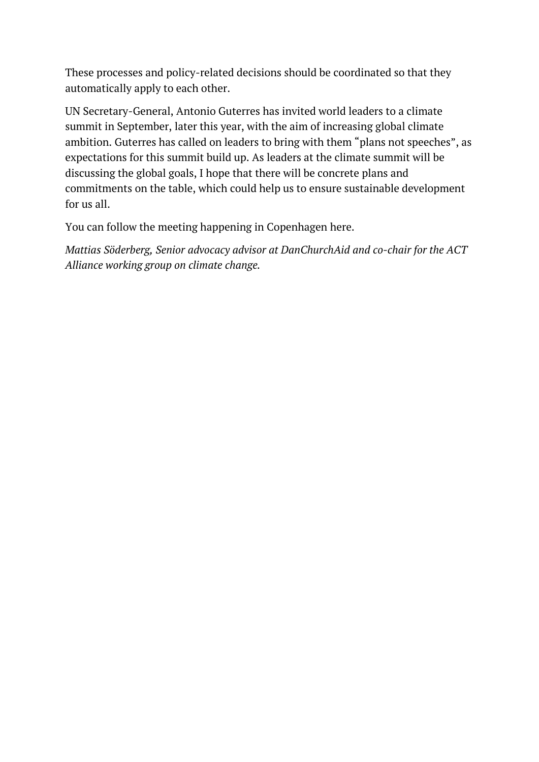These processes and policy-related decisions should be coordinated so that they automatically apply to each other.

UN Secretary-General, Antonio Guterres has invited world leaders to a climate summit in September, later this year, with the aim of increasing global climate ambition. Guterres has called on leaders to bring with them "plans not speeches", as expectations for this summit build up. As leaders at the climate summit will be discussing the global goals, I hope that there will be concrete plans and commitments on the table, which could help us to ensure sustainable development for us all.

You can follow the meeting happening in Copenhagen here.

*Mattias Söderberg, Senior advocacy advisor at DanChurchAid and co-chair for the ACT Alliance working group on climate change.*